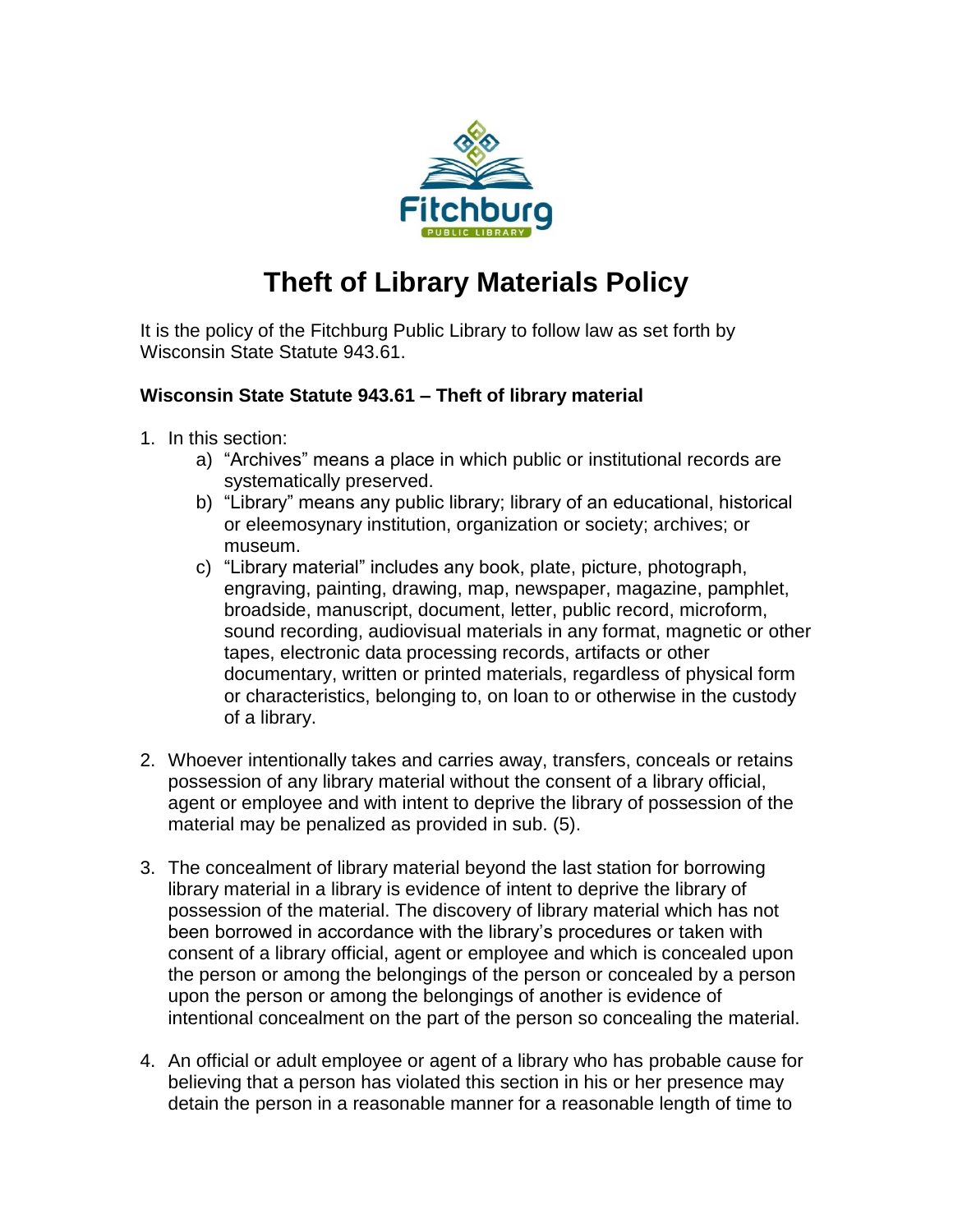# Theft of Library Materials Policy

It is the policy of the Fitchburg Public Library to follow law as set forth by Wisconsin State Statute 943.61.

### Wisconsin State Statute 943.61 – Theft of library material

1. In this section:
   a) "Archives" means a place in which public or institutional records are systematically preserved.
   b) "Library" means any public library; library of an educational, historical or eleemosynary institution, organization or society; archives; or museum.
   c) "Library material" includes any book, plate, picture, photograph, engraving, painting, drawing, map, newspaper, magazine, pamphlet, broadside, manuscript, document, letter, public record, microform, sound recording, audiovisual materials in any format, magnetic or other tapes, electronic data processing records, artifacts or other documentary, written or printed materials, regardless of physical form or characteristics, belonging to, on loan to or otherwise in the custody of a library.

2. Whoever intentionally takes and carries away, transfers, conceals or retains possession of any library material without the consent of a library official, agent or employee and with intent to deprive the library of possession of the material may be penalized as provided in sub. (5).

3. The concealment of library material beyond the last station for borrowing library material in a library is evidence of intent to deprive the library of possession of the material. The discovery of library material which has not been borrowed in accordance with the library's procedures or taken with consent of a library official, agent or employee and which is concealed upon the person or among the belongings of the person or concealed by a person upon the person or among the belongings of another is evidence of intentional concealment on the part of the person so concealing the material.

4. An official or adult employee or agent of a library who has probable cause for believing that a person has violated this section in his or her presence may detain the person in a reasonable manner for a reasonable length of time to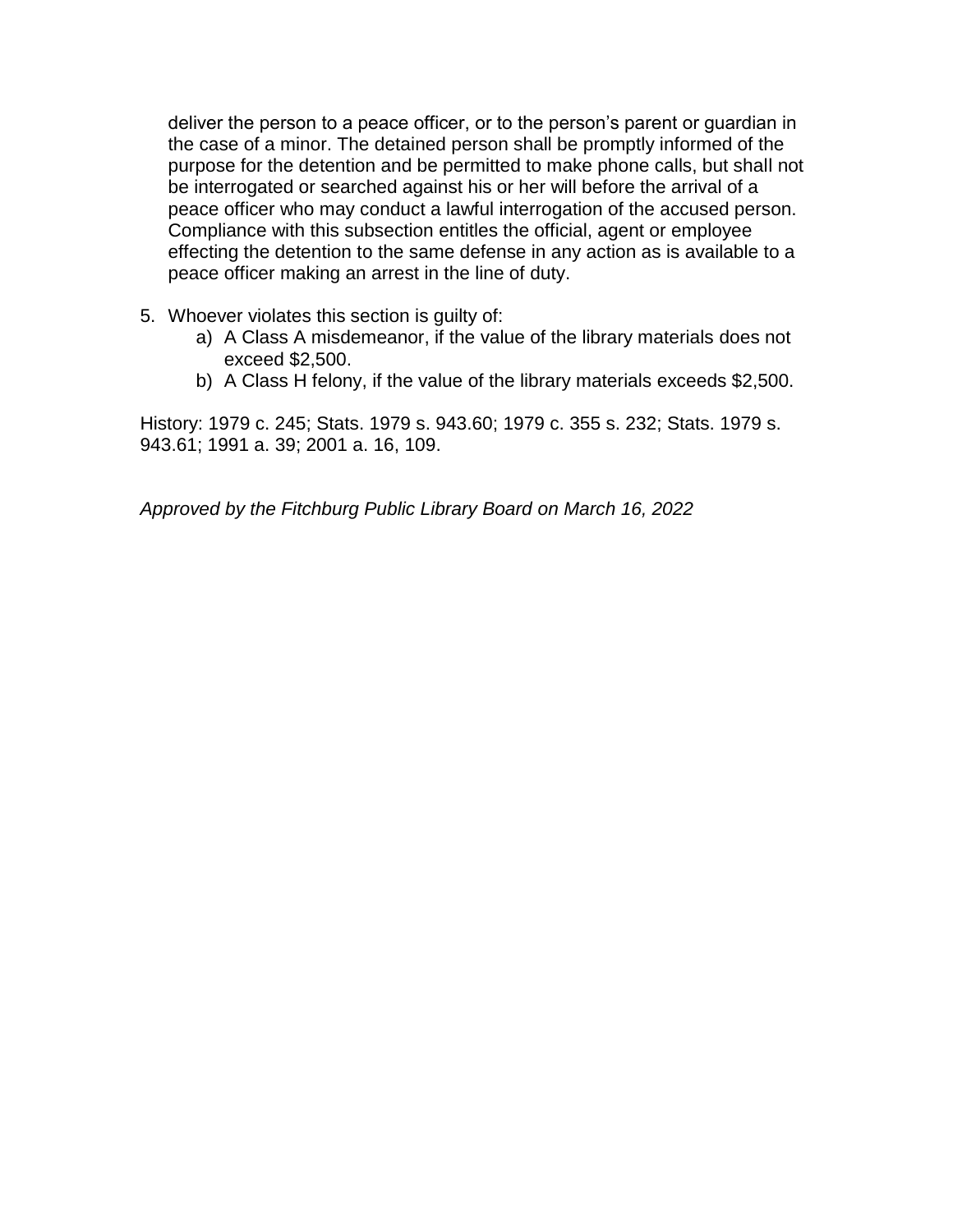deliver the person to a peace officer, or to the person's parent or guardian in the case of a minor. The detained person shall be promptly informed of the purpose for the detention and be permitted to make phone calls, but shall not be interrogated or searched against his or her will before the arrival of a peace officer who may conduct a lawful interrogation of the accused person. Compliance with this subsection entitles the official, agent or employee effecting the detention to the same defense in any action as is available to a peace officer making an arrest in the line of duty.

5. Whoever violates this section is guilty of:
   a) A Class A misdemeanor, if the value of the library materials does not exceed $2,500.
   b) A Class H felony, if the value of the library materials exceeds $2,500.

History: 1979 c. 245; Stats. 1979 s. 943.60; 1979 c. 355 s. 232; Stats. 1979 s. 943.61; 1991 a. 39; 2001 a. 16, 109.

*Approved by the Fitchburg Public Library Board on March 16, 2022*